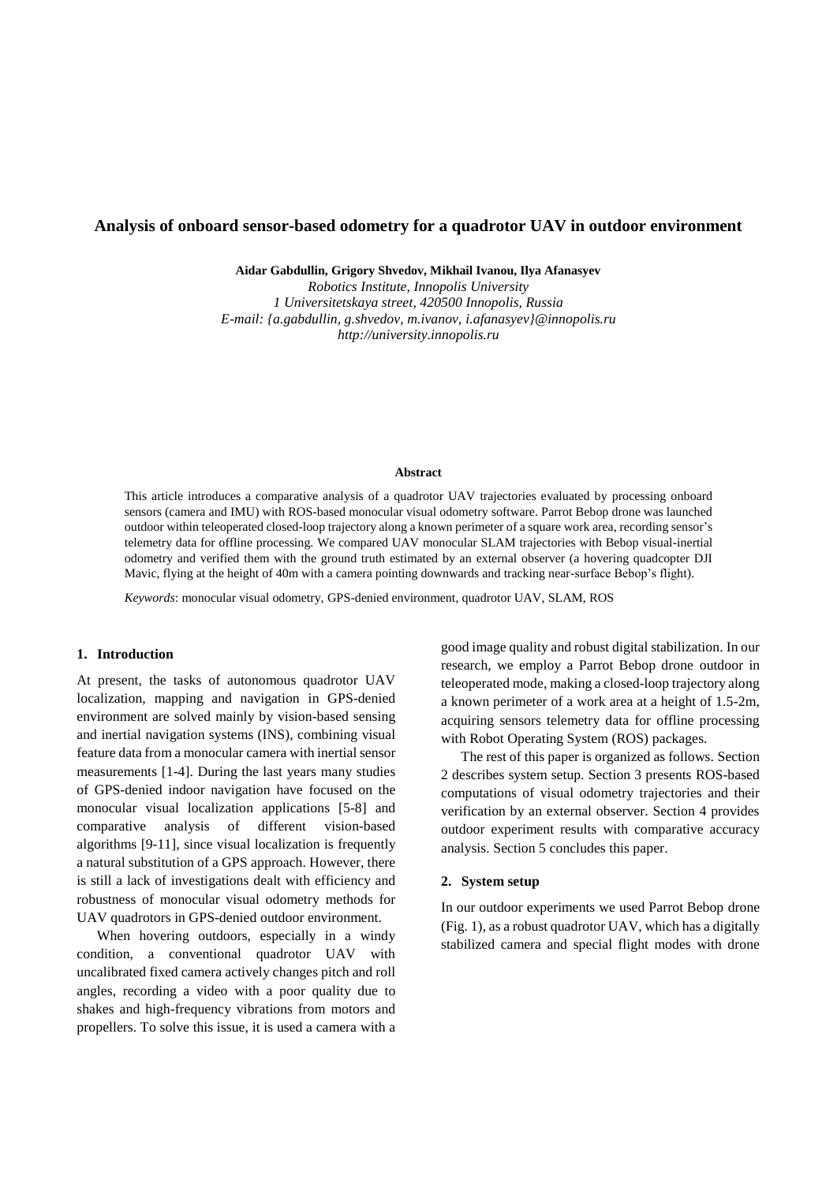# Analysis of onboard sensor-based odometry for a quadrotor UAV in outdoor environment

**Aidar Gabdullin, Grigory Shvedov, Mikhail Ivanou, Ilya Afanasyev**

*Robotics Institute, Innopolis University*
*1 Universitetskaya street, 420500 Innopolis, Russia*
*E-mail: {a.gabdullin, g.shvedov, m.ivanov, i.afanasyev}@innopolis.ru*
*http://university.innopolis.ru*

**Abstract**

This article introduces a comparative analysis of a quadrotor UAV trajectories evaluated by processing onboard sensors (camera and IMU) with ROS-based monocular visual odometry software. Parrot Bebop drone was launched outdoor within teleoperated closed-loop trajectory along a known perimeter of a square work area, recording sensor's telemetry data for offline processing. We compared UAV monocular SLAM trajectories with Bebop visual-inertial odometry and verified them with the ground truth estimated by an external observer (a hovering quadcopter DJI Mavic, flying at the height of 40m with a camera pointing downwards and tracking near-surface Bebop's flight).

*Keywords*: monocular visual odometry, GPS-denied environment, quadrotor UAV, SLAM, ROS

## 1. Introduction

At present, the tasks of autonomous quadrotor UAV localization, mapping and navigation in GPS-denied environment are solved mainly by vision-based sensing and inertial navigation systems (INS), combining visual feature data from a monocular camera with inertial sensor measurements [1-4]. During the last years many studies of GPS-denied indoor navigation have focused on the monocular visual localization applications [5-8] and comparative analysis of different vision-based algorithms [9-11], since visual localization is frequently a natural substitution of a GPS approach. However, there is still a lack of investigations dealt with efficiency and robustness of monocular visual odometry methods for UAV quadrotors in GPS-denied outdoor environment.

When hovering outdoors, especially in a windy condition, a conventional quadrotor UAV with uncalibrated fixed camera actively changes pitch and roll angles, recording a video with a poor quality due to shakes and high-frequency vibrations from motors and propellers. To solve this issue, it is used a camera with a good image quality and robust digital stabilization. In our research, we employ a Parrot Bebop drone outdoor in teleoperated mode, making a closed-loop trajectory along a known perimeter of a work area at a height of 1.5-2m, acquiring sensors telemetry data for offline processing with Robot Operating System (ROS) packages.

The rest of this paper is organized as follows. Section 2 describes system setup. Section 3 presents ROS-based computations of visual odometry trajectories and their verification by an external observer. Section 4 provides outdoor experiment results with comparative accuracy analysis. Section 5 concludes this paper.

## 2. System setup

In our outdoor experiments we used Parrot Bebop drone (Fig. 1), as a robust quadrotor UAV, which has a digitally stabilized camera and special flight modes with drone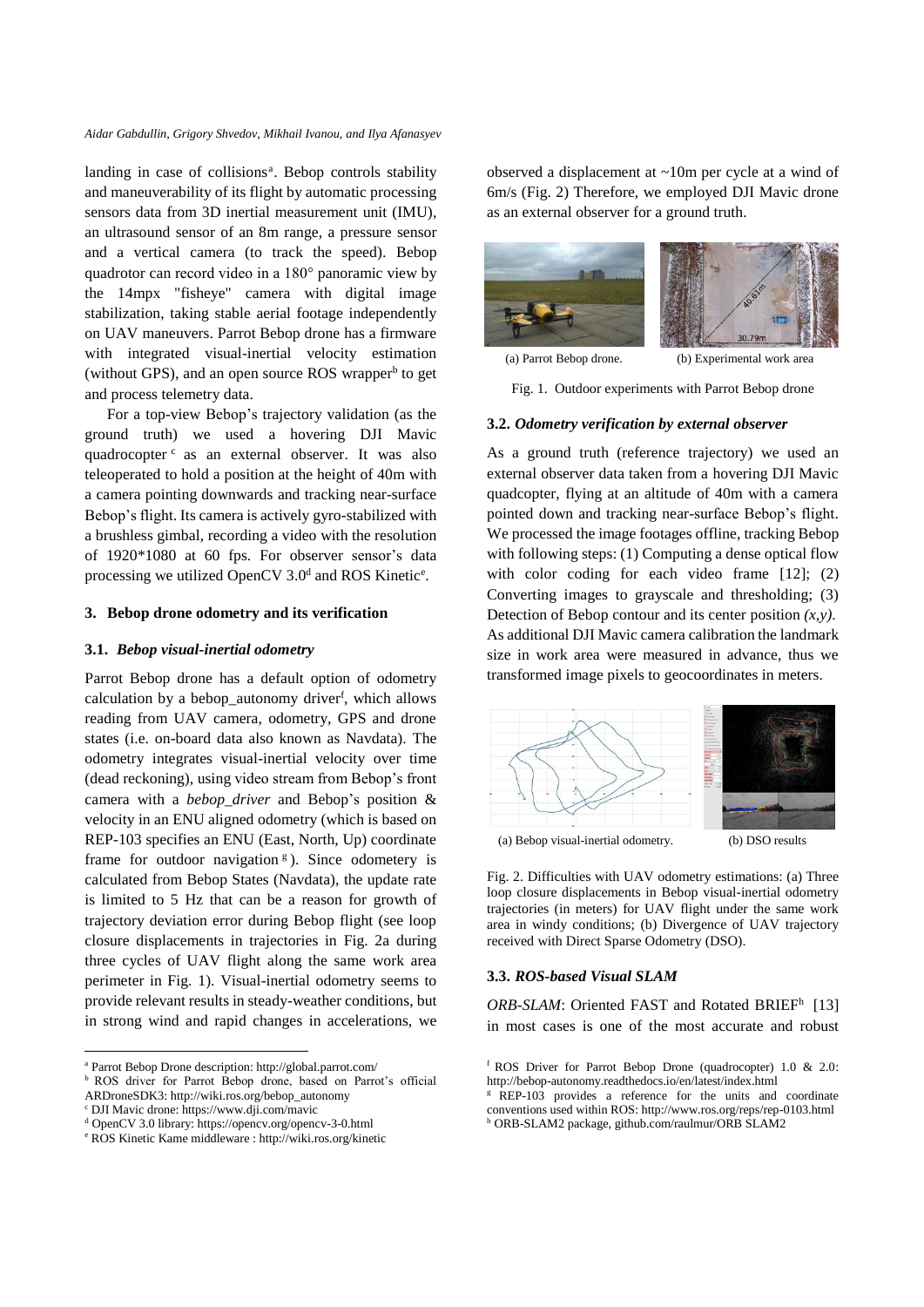landing in case of collisions[a]. Bebop controls stability and maneuverability of its flight by automatic processing sensors data from 3D inertial measurement unit (IMU), an ultrasound sensor of an 8m range, a pressure sensor and a vertical camera (to track the speed). Bebop quadrotor can record video in a 180° panoramic view by the 14mpx "fisheye" camera with digital image stabilization, taking stable aerial footage independently on UAV maneuvers. Parrot Bebop drone has a firmware with integrated visual-inertial velocity estimation (without GPS), and an open source ROS wrapper[b] to get and process telemetry data.

For a top-view Bebop's trajectory validation (as the ground truth) we used a hovering DJI Mavic quadrocopter[c] as an external observer. It was also teleoperated to hold a position at the height of 40m with a camera pointing downwards and tracking near-surface Bebop's flight. Its camera is actively gyro-stabilized with a brushless gimbal, recording a video with the resolution of 1920*1080 at 60 fps. For observer sensor's data processing we utilized OpenCV 3.0[d] and ROS Kinetic[e].

## 3. Bebop drone odometry and its verification

### 3.1. *Bebop visual-inertial odometry*

Parrot Bebop drone has a default option of odometry calculation by a bebop_autonomy driver[f], which allows reading from UAV camera, odometry, GPS and drone states (i.e. on-board data also known as Navdata). The odometry integrates visual-inertial velocity over time (dead reckoning), using video stream from Bebop's front camera with a *bebop_driver* and Bebop's position & velocity in an ENU aligned odometry (which is based on REP-103 specifies an ENU (East, North, Up) coordinate frame for outdoor navigation[g]). Since odometery is calculated from Bebop States (Navdata), the update rate is limited to 5 Hz that can be a reason for growth of trajectory deviation error during Bebop flight (see loop closure displacements in trajectories in Fig. 2a during three cycles of UAV flight along the same work area perimeter in Fig. 1). Visual-inertial odometry seems to provide relevant results in steady-weather conditions, but in strong wind and rapid changes in accelerations, we observed a displacement at ~10m per cycle at a wind of 6m/s (Fig. 2) Therefore, we employed DJI Mavic drone as an external observer for a ground truth.

(a) Parrot Bebop drone. (b) Experimental work area

Fig. 1. Outdoor experiments with Parrot Bebop drone

### 3.2. *Odometry verification by external observer*

As a ground truth (reference trajectory) we used an external observer data taken from a hovering DJI Mavic quadcopter, flying at an altitude of 40m with a camera pointed down and tracking near-surface Bebop's flight. We processed the image footages offline, tracking Bebop with following steps: (1) Computing a dense optical flow with color coding for each video frame [12]; (2) Converting images to grayscale and thresholding; (3) Detection of Bebop contour and its center position *(x,y).* As additional DJI Mavic camera calibration the landmark size in work area were measured in advance, thus we transformed image pixels to geocoordinates in meters.

(a) Bebop visual-inertial odometry. (b) DSO results

Fig. 2. Difficulties with UAV odometry estimations: (a) Three loop closure displacements in Bebop visual-inertial odometry trajectories (in meters) for UAV flight under the same work area in windy conditions; (b) Divergence of UAV trajectory received with Direct Sparse Odometry (DSO).

### 3.3. *ROS-based Visual SLAM*

*ORB-SLAM*: Oriented FAST and Rotated BRIEF[h] [13] in most cases is one of the most accurate and robust

[a] Parrot Bebop Drone description: http://global.parrot.com/

[b] ROS driver for Parrot Bebop drone, based on Parrot's official ARDroneSDK3: http://wiki.ros.org/bebop_autonomy

[c] DJI Mavic drone: https://www.dji.com/mavic

[d] OpenCV 3.0 library: https://opencv.org/opencv-3-0.html

[e] ROS Kinetic Kame middleware : http://wiki.ros.org/kinetic

[f] ROS Driver for Parrot Bebop Drone (quadrocopter) 1.0 & 2.0: http://bebop-autonomy.readthedocs.io/en/latest/index.html

[g] REP-103 provides a reference for the units and coordinate conventions used within ROS: http://www.ros.org/reps/rep-0103.html

[h] ORB-SLAM2 package, github.com/raulmur/ORB SLAM2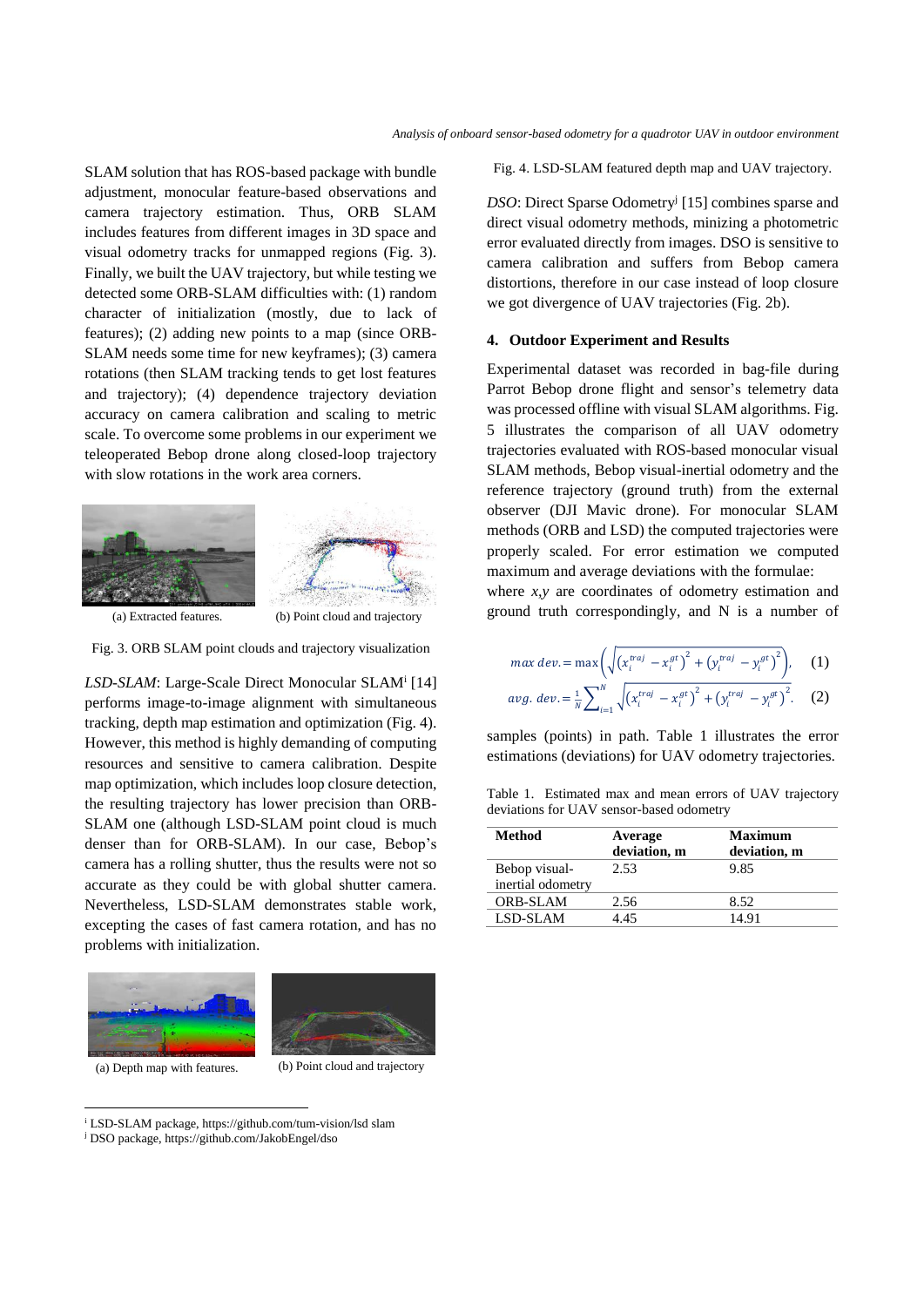SLAM solution that has ROS-based package with bundle adjustment, monocular feature-based observations and camera trajectory estimation. Thus, ORB SLAM includes features from different images in 3D space and visual odometry tracks for unmapped regions (Fig. 3). Finally, we built the UAV trajectory, but while testing we detected some ORB-SLAM difficulties with: (1) random character of initialization (mostly, due to lack of features); (2) adding new points to a map (since ORB-SLAM needs some time for new keyframes); (3) camera rotations (then SLAM tracking tends to get lost features and trajectory); (4) dependence trajectory deviation accuracy on camera calibration and scaling to metric scale. To overcome some problems in our experiment we teleoperated Bebop drone along closed-loop trajectory with slow rotations in the work area corners.

(a) Extracted features. (b) Point cloud and trajectory

Fig. 3. ORB SLAM point clouds and trajectory visualization

*LSD-SLAM*: Large-Scale Direct Monocular SLAM[i] [14] performs image-to-image alignment with simultaneous tracking, depth map estimation and optimization (Fig. 4). However, this method is highly demanding of computing resources and sensitive to camera calibration. Despite map optimization, which includes loop closure detection, the resulting trajectory has lower precision than ORB-SLAM one (although LSD-SLAM point cloud is much denser than for ORB-SLAM). In our case, Bebop's camera has a rolling shutter, thus the results were not so accurate as they could be with global shutter camera. Nevertheless, LSD-SLAM demonstrates stable work, excepting the cases of fast camera rotation, and has no problems with initialization.

(a) Depth map with features. (b) Point cloud and trajectory

Fig. 4. LSD-SLAM featured depth map and UAV trajectory.

*DSO*: Direct Sparse Odometry[j] [15] combines sparse and direct visual odometry methods, minizing a photometric error evaluated directly from images. DSO is sensitive to camera calibration and suffers from Bebop camera distortions, therefore in our case instead of loop closure we got divergence of UAV trajectories (Fig. 2b).

## 4. Outdoor Experiment and Results

Experimental dataset was recorded in bag-file during Parrot Bebop drone flight and sensor's telemetry data was processed offline with visual SLAM algorithms. Fig. 5 illustrates the comparison of all UAV odometry trajectories evaluated with ROS-based monocular visual SLAM methods, Bebop visual-inertial odometry and the reference trajectory (ground truth) from the external observer (DJI Mavic drone). For monocular SLAM methods (ORB and LSD) the computed trajectories were properly scaled. For error estimation we computed maximum and average deviations with the formulae:

$$max\ dev. = \max\left(\sqrt{\left(x_i^{traj} - x_i^{gt}\right)^2 + \left(y_i^{traj} - y_i^{gt}\right)^2}\right), \quad (1)$$

$$avg.\ dev. = \frac{1}{N}\sum_{i=1}^{N}\sqrt{\left(x_i^{traj} - x_i^{gt}\right)^2 + \left(y_i^{traj} - y_i^{gt}\right)^2}. \quad (2)$$

where $x,y$ are coordinates of odometry estimation and ground truth correspondingly, and N is a number of samples (points) in path. Table 1 illustrates the error estimations (deviations) for UAV odometry trajectories.

Table 1. Estimated max and mean errors of UAV trajectory deviations for UAV sensor-based odometry

| Method | Average deviation, m | Maximum deviation, m |
|---|---|---|
| Bebop visual-inertial odometry | 2.53 | 9.85 |
| ORB-SLAM | 2.56 | 8.52 |
| LSD-SLAM | 4.45 | 14.91 |

[i] LSD-SLAM package, https://github.com/tum-vision/lsd slam

[j] DSO package, https://github.com/JakobEngel/dso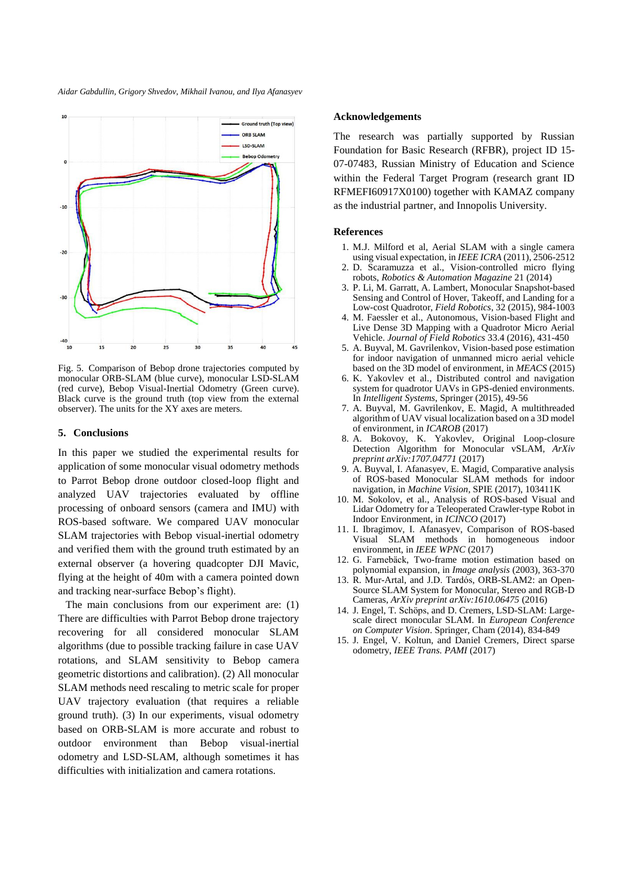10

0

-10

-20

-30

-40

10 15 20 25 30 35 40 45

Ground truth (Top view)

ORB SLAM

LSD-SLAM

Bebop Odometry

Fig. 5. Comparison of Bebop drone trajectories computed by monocular ORB-SLAM (blue curve), monocular LSD-SLAM (red curve), Bebop Visual-Inertial Odometry (Green curve). Black curve is the ground truth (top view from the external observer). The units for the XY axes are meters.

## 5. Conclusions

In this paper we studied the experimental results for application of some monocular visual odometry methods to Parrot Bebop drone outdoor closed-loop flight and analyzed UAV trajectories evaluated by offline processing of onboard sensors (camera and IMU) with ROS-based software. We compared UAV monocular SLAM trajectories with Bebop visual-inertial odometry and verified them with the ground truth estimated by an external observer (a hovering quadcopter DJI Mavic, flying at the height of 40m with a camera pointed down and tracking near-surface Bebop's flight).

The main conclusions from our experiment are: (1) There are difficulties with Parrot Bebop drone trajectory recovering for all considered monocular SLAM algorithms (due to possible tracking failure in case UAV rotations, and SLAM sensitivity to Bebop camera geometric distortions and calibration). (2) All monocular SLAM methods need rescaling to metric scale for proper UAV trajectory evaluation (that requires a reliable ground truth). (3) In our experiments, visual odometry based on ORB-SLAM is more accurate and robust to outdoor environment than Bebop visual-inertial odometry and LSD-SLAM, although sometimes it has difficulties with initialization and camera rotations.

## Acknowledgements

The research was partially supported by Russian Foundation for Basic Research (RFBR), project ID 15-07-07483, Russian Ministry of Education and Science within the Federal Target Program (research grant ID RFMEFI60917X0100) together with KAMAZ company as the industrial partner, and Innopolis University.

## References

1. M.J. Milford et al, Aerial SLAM with a single camera using visual expectation, in *IEEE ICRA* (2011), 2506-2512
2. D. Scaramuzza et al., Vision-controlled micro flying robots, *Robotics & Automation Magazine* 21 (2014)
3. P. Li, M. Garratt, A. Lambert, Monocular Snapshot-based Sensing and Control of Hover, Takeoff, and Landing for a Low-cost Quadrotor, *Field Robotics*, 32 (2015), 984-1003
4. M. Faessler et al., Autonomous, Vision-based Flight and Live Dense 3D Mapping with a Quadrotor Micro Aerial Vehicle. *Journal of Field Robotics* 33.4 (2016), 431-450
5. A. Buyval, M. Gavrilenkov, Vision-based pose estimation for indoor navigation of unmanned micro aerial vehicle based on the 3D model of environment, in *MEACS* (2015)
6. K. Yakovlev et al., Distributed control and navigation system for quadrotor UAVs in GPS-denied environments. In *Intelligent Systems*, Springer (2015), 49-56
7. A. Buyval, M. Gavrilenkov, E. Magid, A multithreaded algorithm of UAV visual localization based on a 3D model of environment, in *ICAROB* (2017)
8. A. Bokovoy, K. Yakovlev, Original Loop-closure Detection Algorithm for Monocular vSLAM, *ArXiv preprint arXiv:1707.04771* (2017)
9. A. Buyval, I. Afanasyev, E. Magid, Comparative analysis of ROS-based Monocular SLAM methods for indoor navigation, in *Machine Vision*, SPIE (2017), 103411K
10. M. Sokolov, et al., Analysis of ROS-based Visual and Lidar Odometry for a Teleoperated Crawler-type Robot in Indoor Environment, in *ICINCO* (2017)
11. I. Ibragimov, I. Afanasyev, Comparison of ROS-based Visual SLAM methods in homogeneous indoor environment, in *IEEE WPNC* (2017)
12. G. Farnebäck, Two-frame motion estimation based on polynomial expansion, in *Image analysis* (2003), 363-370
13. R. Mur-Artal, and J.D. Tardós, ORB-SLAM2: an Open-Source SLAM System for Monocular, Stereo and RGB-D Cameras, *ArXiv preprint arXiv:1610.06475* (2016)
14. J. Engel, T. Schöps, and D. Cremers, LSD-SLAM: Large-scale direct monocular SLAM. In *European Conference on Computer Vision*. Springer, Cham (2014), 834-849
15. J. Engel, V. Koltun, and Daniel Cremers, Direct sparse odometry, *IEEE Trans. PAMI* (2017)